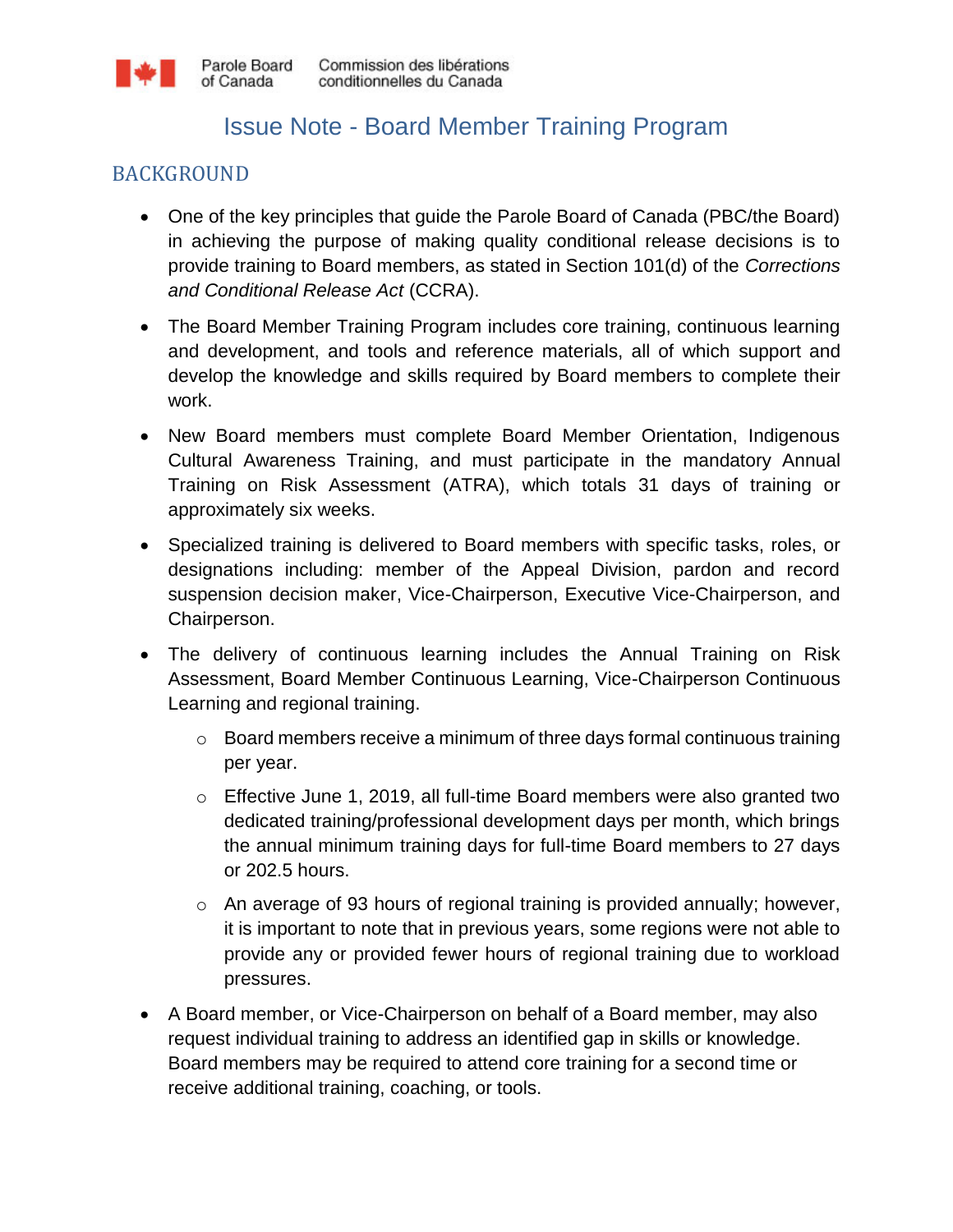Parole Board of Canada   Commission des libérations conditionnelles du Canada

# Issue Note - Board Member Training Program

## BACKGROUND

- One of the key principles that guide the Parole Board of Canada (PBC/the Board) in achieving the purpose of making quality conditional release decisions is to provide training to Board members, as stated in Section 101(d) of the *Corrections and Conditional Release Act* (CCRA).
- The Board Member Training Program includes core training, continuous learning and development, and tools and reference materials, all of which support and develop the knowledge and skills required by Board members to complete their work.
- New Board members must complete Board Member Orientation, Indigenous Cultural Awareness Training, and must participate in the mandatory Annual Training on Risk Assessment (ATRA), which totals 31 days of training or approximately six weeks.
- Specialized training is delivered to Board members with specific tasks, roles, or designations including: member of the Appeal Division, pardon and record suspension decision maker, Vice-Chairperson, Executive Vice-Chairperson, and Chairperson.
- The delivery of continuous learning includes the Annual Training on Risk Assessment, Board Member Continuous Learning, Vice-Chairperson Continuous Learning and regional training.
  - Board members receive a minimum of three days formal continuous training per year.
  - Effective June 1, 2019, all full-time Board members were also granted two dedicated training/professional development days per month, which brings the annual minimum training days for full-time Board members to 27 days or 202.5 hours.
  - An average of 93 hours of regional training is provided annually; however, it is important to note that in previous years, some regions were not able to provide any or provided fewer hours of regional training due to workload pressures.
- A Board member, or Vice-Chairperson on behalf of a Board member, may also request individual training to address an identified gap in skills or knowledge. Board members may be required to attend core training for a second time or receive additional training, coaching, or tools.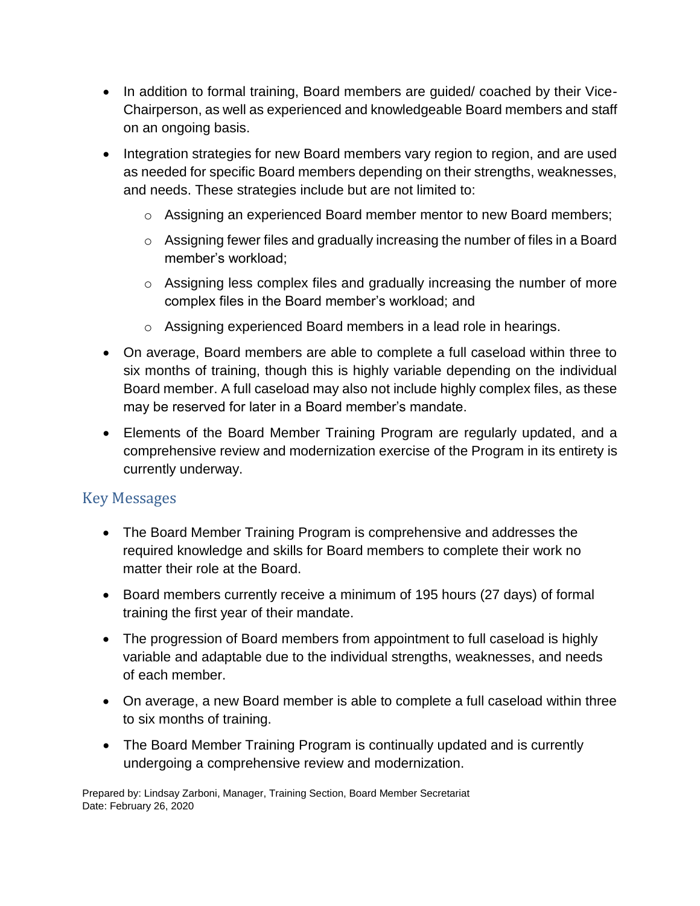- In addition to formal training, Board members are guided/ coached by their Vice-Chairperson, as well as experienced and knowledgeable Board members and staff on an ongoing basis.
- Integration strategies for new Board members vary region to region, and are used as needed for specific Board members depending on their strengths, weaknesses, and needs. These strategies include but are not limited to:
  - Assigning an experienced Board member mentor to new Board members;
  - Assigning fewer files and gradually increasing the number of files in a Board member's workload;
  - Assigning less complex files and gradually increasing the number of more complex files in the Board member's workload; and
  - Assigning experienced Board members in a lead role in hearings.
- On average, Board members are able to complete a full caseload within three to six months of training, though this is highly variable depending on the individual Board member. A full caseload may also not include highly complex files, as these may be reserved for later in a Board member's mandate.
- Elements of the Board Member Training Program are regularly updated, and a comprehensive review and modernization exercise of the Program in its entirety is currently underway.

## Key Messages

- The Board Member Training Program is comprehensive and addresses the required knowledge and skills for Board members to complete their work no matter their role at the Board.
- Board members currently receive a minimum of 195 hours (27 days) of formal training the first year of their mandate.
- The progression of Board members from appointment to full caseload is highly variable and adaptable due to the individual strengths, weaknesses, and needs of each member.
- On average, a new Board member is able to complete a full caseload within three to six months of training.
- The Board Member Training Program is continually updated and is currently undergoing a comprehensive review and modernization.

Prepared by: Lindsay Zarboni, Manager, Training Section, Board Member Secretariat
Date: February 26, 2020